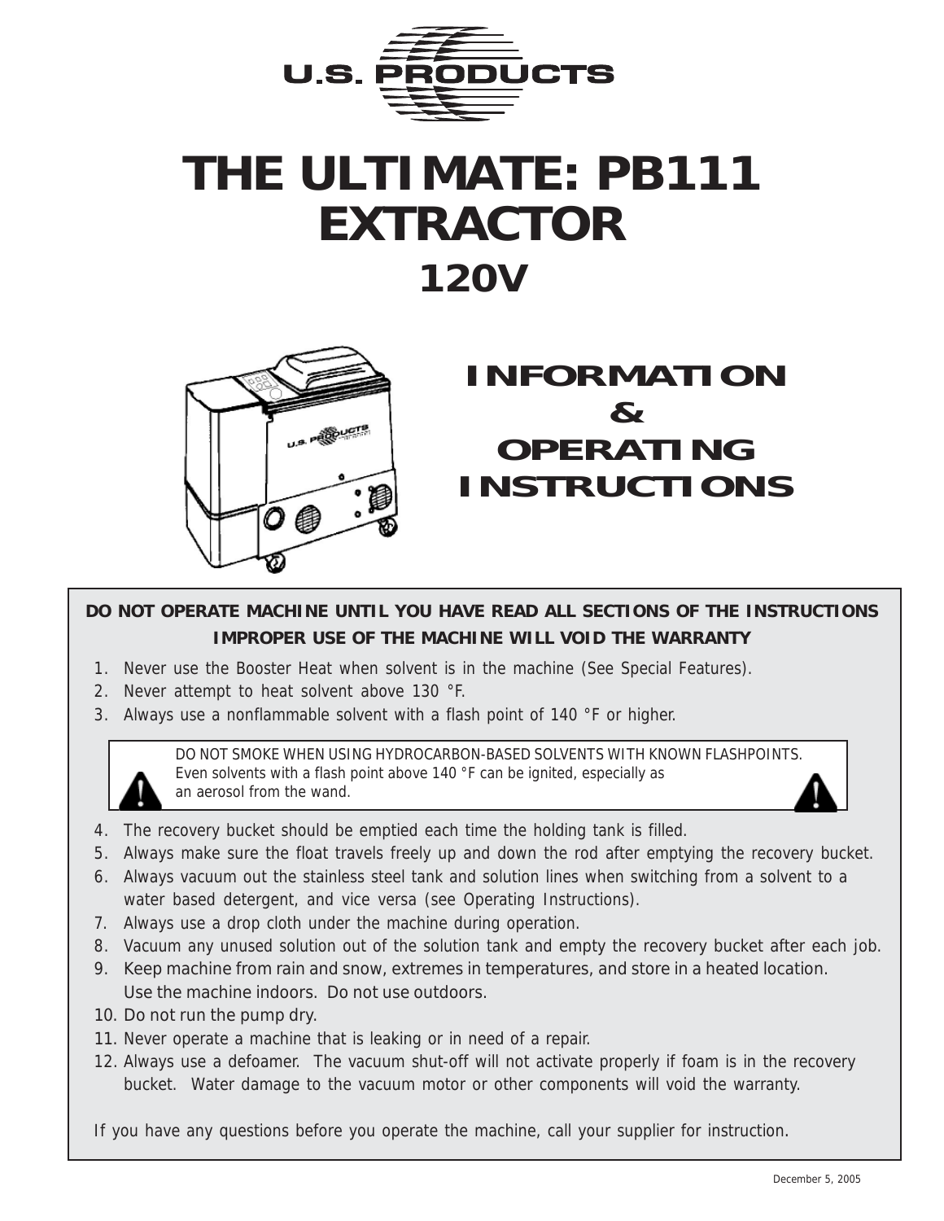U.S. PRODUCTS

# THE ULTIMATE: PB111 EXTRACTOR

## 120V

## INFORMATION & OPERATING INSTRUCTIONS

**DO NOT OPERATE MACHINE UNTIL YOU HAVE READ ALL SECTIONS OF THE INSTRUCTIONS**

**IMPROPER USE OF THE MACHINE WILL VOID THE WARRANTY**

1. Never use the Booster Heat when solvent is in the machine (See Special Features).
2. Never attempt to heat solvent above 130 °F.
3. Always use a nonflammable solvent with a flash point of 140 °F or higher.

> DO NOT SMOKE WHEN USING HYDROCARBON-BASED SOLVENTS WITH KNOWN FLASHPOINTS. Even solvents with a flash point above 140 °F can be ignited, especially as an aerosol from the wand.

4. The recovery bucket should be emptied each time the holding tank is filled.
5. Always make sure the float travels freely up and down the rod after emptying the recovery bucket.
6. Always vacuum out the stainless steel tank and solution lines when switching from a solvent to a water based detergent, and vice versa (see Operating Instructions).
7. Always use a drop cloth under the machine during operation.
8. Vacuum any unused solution out of the solution tank and empty the recovery bucket after each job.
9. Keep machine from rain and snow, extremes in temperatures, and store in a heated location. Use the machine indoors. Do not use outdoors.
10. Do not run the pump dry.
11. Never operate a machine that is leaking or in need of a repair.
12. Always use a defoamer. The vacuum shut-off will not activate properly if foam is in the recovery bucket. Water damage to the vacuum motor or other components will void the warranty.

If you have any questions before you operate the machine, call your supplier for instruction.

December 5, 2005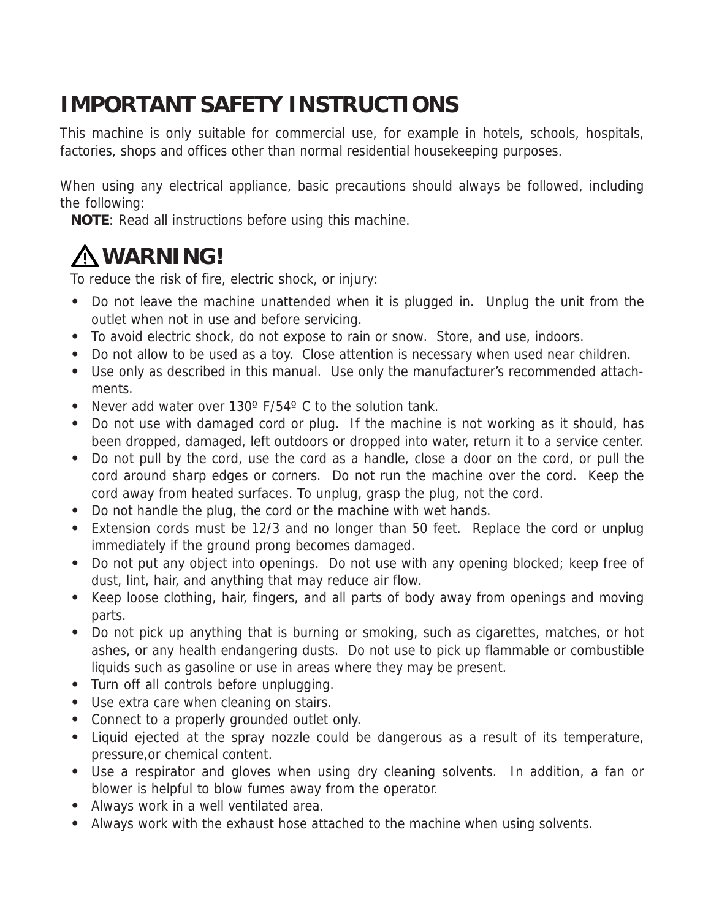# IMPORTANT SAFETY INSTRUCTIONS

This machine is only suitable for commercial use, for example in hotels, schools, hospitals, factories, shops and offices other than normal residential housekeeping purposes.

When using any electrical appliance, basic precautions should always be followed, including the following:

**NOTE**: Read all instructions before using this machine.

## ⚠ WARNING!

To reduce the risk of fire, electric shock, or injury:

- Do not leave the machine unattended when it is plugged in. Unplug the unit from the outlet when not in use and before servicing.
- To avoid electric shock, do not expose to rain or snow. Store, and use, indoors.
- Do not allow to be used as a toy. Close attention is necessary when used near children.
- Use only as described in this manual. Use only the manufacturer's recommended attachments.
- Never add water over 130º F/54º C to the solution tank.
- Do not use with damaged cord or plug. If the machine is not working as it should, has been dropped, damaged, left outdoors or dropped into water, return it to a service center.
- Do not pull by the cord, use the cord as a handle, close a door on the cord, or pull the cord around sharp edges or corners. Do not run the machine over the cord. Keep the cord away from heated surfaces. To unplug, grasp the plug, not the cord.
- Do not handle the plug, the cord or the machine with wet hands.
- Extension cords must be 12/3 and no longer than 50 feet. Replace the cord or unplug immediately if the ground prong becomes damaged.
- Do not put any object into openings. Do not use with any opening blocked; keep free of dust, lint, hair, and anything that may reduce air flow.
- Keep loose clothing, hair, fingers, and all parts of body away from openings and moving parts.
- Do not pick up anything that is burning or smoking, such as cigarettes, matches, or hot ashes, or any health endangering dusts. Do not use to pick up flammable or combustible liquids such as gasoline or use in areas where they may be present.
- Turn off all controls before unplugging.
- Use extra care when cleaning on stairs.
- Connect to a properly grounded outlet only.
- Liquid ejected at the spray nozzle could be dangerous as a result of its temperature, pressure,or chemical content.
- Use a respirator and gloves when using dry cleaning solvents. In addition, a fan or blower is helpful to blow fumes away from the operator.
- Always work in a well ventilated area.
- Always work with the exhaust hose attached to the machine when using solvents.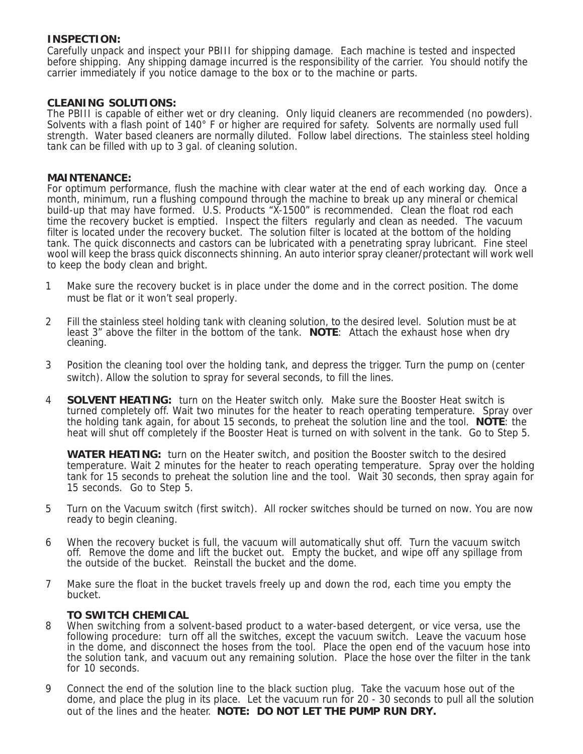**INSPECTION:**
Carefully unpack and inspect your PBIII for shipping damage. Each machine is tested and inspected before shipping. Any shipping damage incurred is the responsibility of the carrier. You should notify the carrier immediately if you notice damage to the box or to the machine or parts.

**CLEANING SOLUTIONS:**
The PBIII is capable of either wet or dry cleaning. Only liquid cleaners are recommended (no powders). Solvents with a flash point of 140° F or higher are required for safety. Solvents are normally used full strength. Water based cleaners are normally diluted. Follow label directions. The stainless steel holding tank can be filled with up to 3 gal. of cleaning solution.

**MAINTENANCE:**
For optimum performance, flush the machine with clear water at the end of each working day. Once a month, minimum, run a flushing compound through the machine to break up any mineral or chemical build-up that may have formed. U.S. Products "X-1500" is recommended. Clean the float rod each time the recovery bucket is emptied. Inspect the filters regularly and clean as needed. The vacuum filter is located under the recovery bucket. The solution filter is located at the bottom of the holding tank. The quick disconnects and castors can be lubricated with a penetrating spray lubricant. Fine steel wool will keep the brass quick disconnects shinning. An auto interior spray cleaner/protectant will work well to keep the body clean and bright.

1. Make sure the recovery bucket is in place under the dome and in the correct position. The dome must be flat or it won't seal properly.

2. Fill the stainless steel holding tank with cleaning solution, to the desired level. Solution must be at least 3" above the filter in the bottom of the tank. **NOTE**: Attach the exhaust hose when dry cleaning.

3. Position the cleaning tool over the holding tank, and depress the trigger. Turn the pump on (center switch). Allow the solution to spray for several seconds, to fill the lines.

4. **SOLVENT HEATING:** turn on the Heater switch only. Make sure the Booster Heat switch is turned completely off. Wait two minutes for the heater to reach operating temperature. Spray over the holding tank again, for about 15 seconds, to preheat the solution line and the tool. **NOTE**: the heat will shut off completely if the Booster Heat is turned on with solvent in the tank. Go to Step 5.

   **WATER HEATING:** turn on the Heater switch, and position the Booster switch to the desired temperature. Wait 2 minutes for the heater to reach operating temperature. Spray over the holding tank for 15 seconds to preheat the solution line and the tool. Wait 30 seconds, then spray again for 15 seconds. Go to Step 5.

5. Turn on the Vacuum switch (first switch). All rocker switches should be turned on now. You are now ready to begin cleaning.

6. When the recovery bucket is full, the vacuum will automatically shut off. Turn the vacuum switch off. Remove the dome and lift the bucket out. Empty the bucket, and wipe off any spillage from the outside of the bucket. Reinstall the bucket and the dome.

7. Make sure the float in the bucket travels freely up and down the rod, each time you empty the bucket.

   **TO SWITCH CHEMICAL**

8. When switching from a solvent-based product to a water-based detergent, or vice versa, use the following procedure: turn off all the switches, except the vacuum switch. Leave the vacuum hose in the dome, and disconnect the hoses from the tool. Place the open end of the vacuum hose into the solution tank, and vacuum out any remaining solution. Place the hose over the filter in the tank for 10 seconds.

9. Connect the end of the solution line to the black suction plug. Take the vacuum hose out of the dome, and place the plug in its place. Let the vacuum run for 20 - 30 seconds to pull all the solution out of the lines and the heater. **NOTE: DO NOT LET THE PUMP RUN DRY.**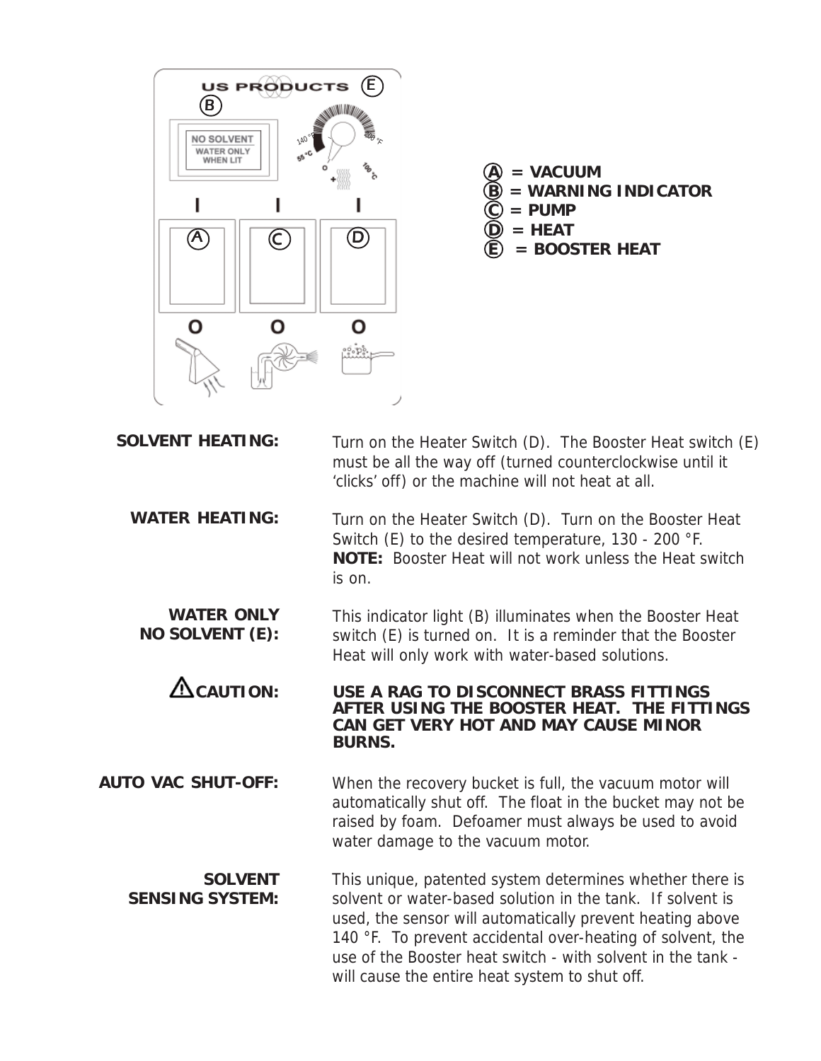A = VACUUM
B = WARNING INDICATOR
C = PUMP
D = HEAT
E = BOOSTER HEAT

**SOLVENT HEATING:** Turn on the Heater Switch (D). The Booster Heat switch (E) must be all the way off (turned counterclockwise until it 'clicks' off) or the machine will not heat at all.

**WATER HEATING:** Turn on the Heater Switch (D). Turn on the Booster Heat Switch (E) to the desired temperature, 130 - 200 °F. **NOTE:** Booster Heat will not work unless the Heat switch is on.

**WATER ONLY NO SOLVENT (E):** This indicator light (B) illuminates when the Booster Heat switch (E) is turned on. It is a reminder that the Booster Heat will only work with water-based solutions.

**⚠ CAUTION:** **USE A RAG TO DISCONNECT BRASS FITTINGS AFTER USING THE BOOSTER HEAT. THE FITTINGS CAN GET VERY HOT AND MAY CAUSE MINOR BURNS.**

**AUTO VAC SHUT-OFF:** When the recovery bucket is full, the vacuum motor will automatically shut off. The float in the bucket may not be raised by foam. Defoamer must always be used to avoid water damage to the vacuum motor.

**SOLVENT SENSING SYSTEM:** This unique, patented system determines whether there is solvent or water-based solution in the tank. If solvent is used, the sensor will automatically prevent heating above 140 °F. To prevent accidental over-heating of solvent, the use of the Booster heat switch - with solvent in the tank - will cause the entire heat system to shut off.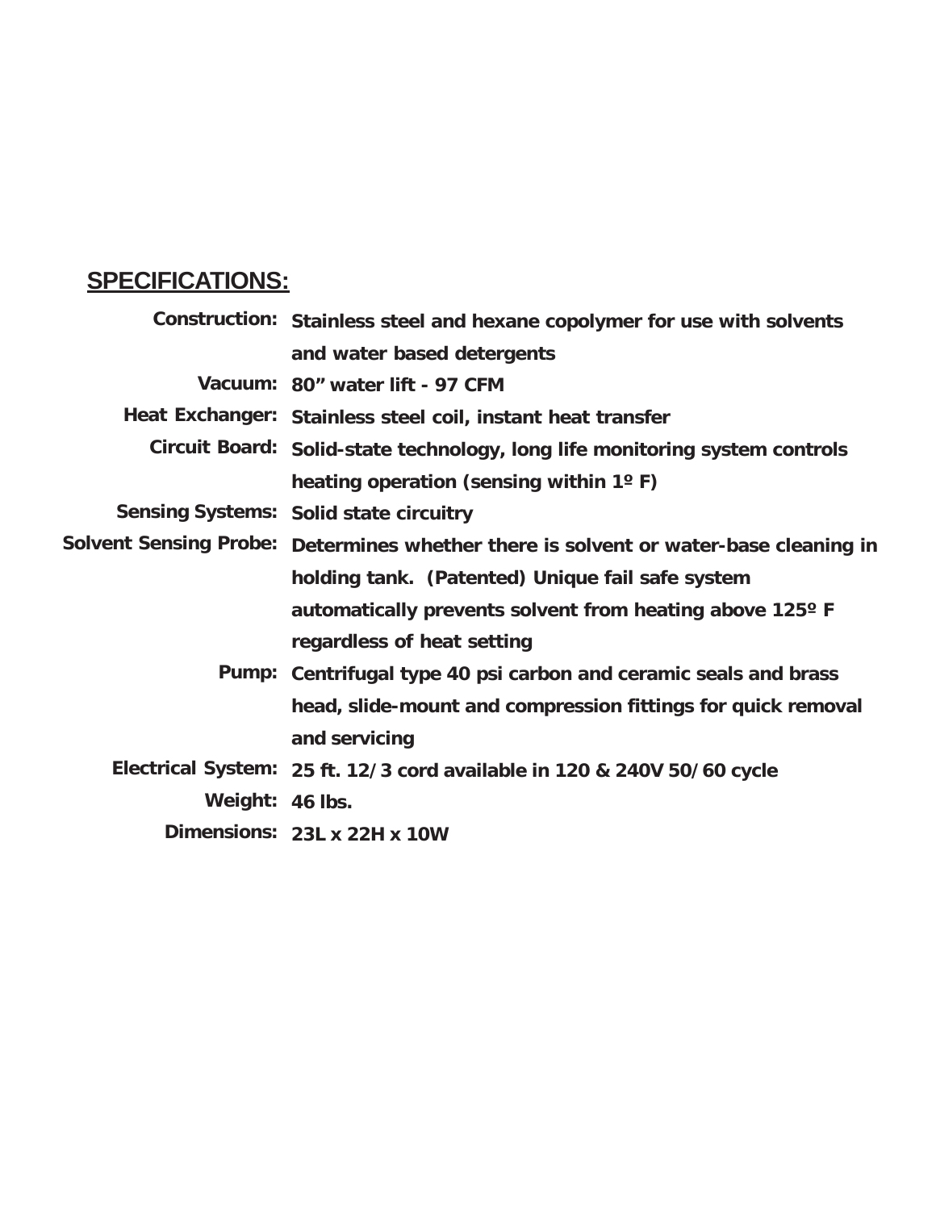## SPECIFICATIONS:

**Construction:** Stainless steel and hexane copolymer for use with solvents and water based detergents

**Vacuum:** 80" water lift - 97 CFM

**Heat Exchanger:** Stainless steel coil, instant heat transfer

**Circuit Board:** Solid-state technology, long life monitoring system controls heating operation (sensing within 1º F)

**Sensing Systems:** Solid state circuitry

**Solvent Sensing Probe:** Determines whether there is solvent or water-base cleaning in holding tank. (Patented) Unique fail safe system automatically prevents solvent from heating above 125º F regardless of heat setting

**Pump:** Centrifugal type 40 psi carbon and ceramic seals and brass head, slide-mount and compression fittings for quick removal and servicing

**Electrical System:** 25 ft. 12/3 cord available in 120 & 240V 50/60 cycle

**Weight:** 46 lbs.

**Dimensions:** 23L x 22H x 10W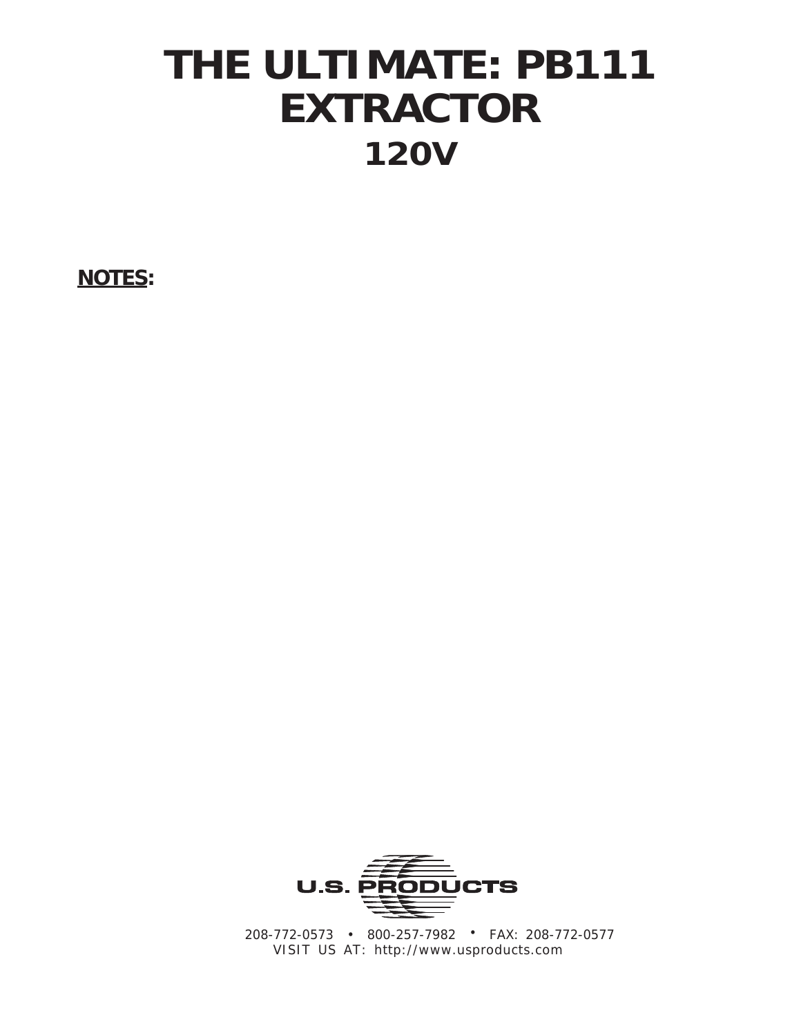# THE ULTIMATE: PB111 EXTRACTOR

## 120V

**NOTES:**

U.S. PRODUCTS

208-772-0573 • 800-257-7982 • FAX: 208-772-0577
VISIT US AT: http://www.usproducts.com